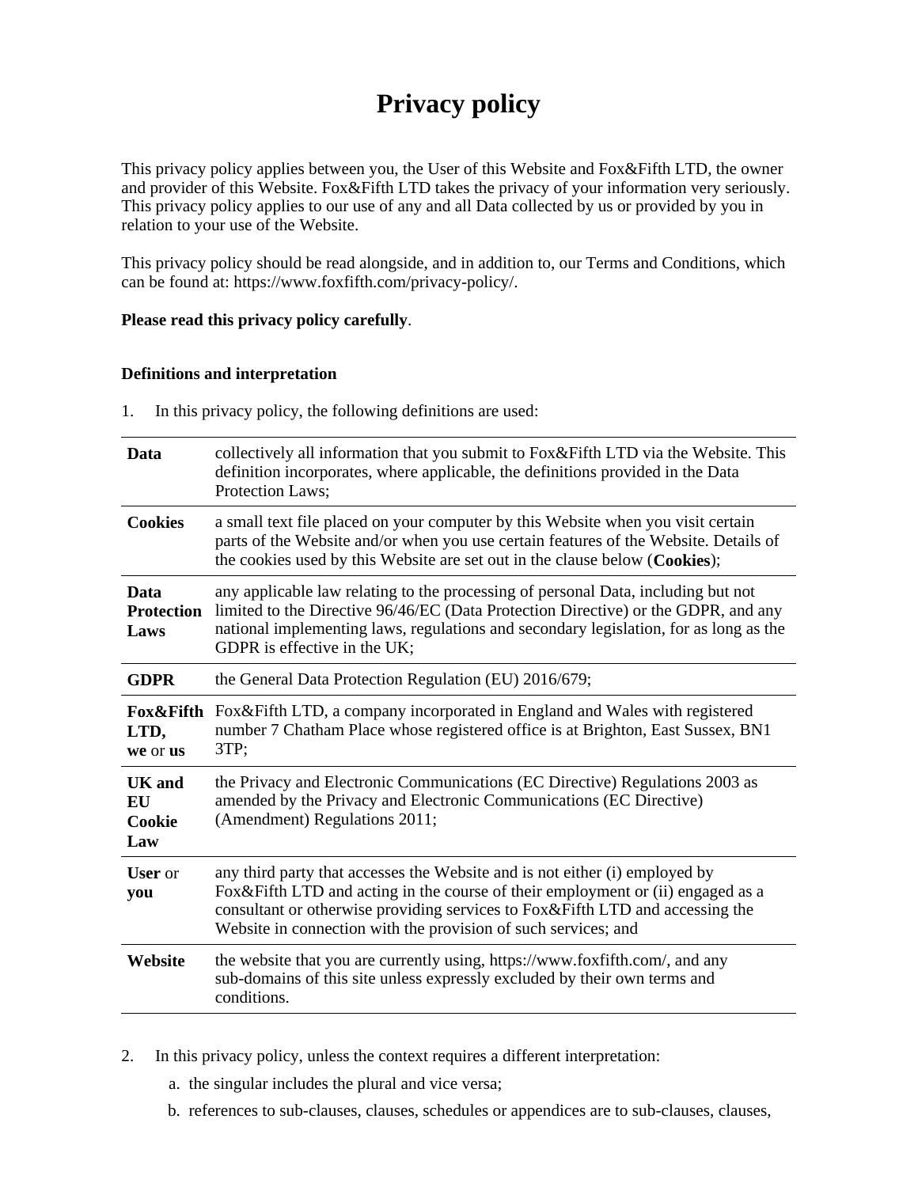# Privacy policy

This privacy policy applies between you, the User of this Website and Fox&Fifth LTD, the owner and provider of this Website. Fox&Fifth LTD takes the privacy of your information very seriously. This privacy policy applies to our use of any and all Data collected by us or provided by you in relation to your use of the Website.

This privacy policy should be read alongside, and in addition to, our Terms and Conditions, which can be found at: https://www.foxfifth.com/privacy-policy/.

**Please read this privacy policy carefully**.

### Definitions and interpretation

1. In this privacy policy, the following definitions are used:

| | |
|---|---|
| **Data** | collectively all information that you submit to Fox&Fifth LTD via the Website. This definition incorporates, where applicable, the definitions provided in the Data Protection Laws; |
| **Cookies** | a small text file placed on your computer by this Website when you visit certain parts of the Website and/or when you use certain features of the Website. Details of the cookies used by this Website are set out in the clause below (**Cookies**); |
| **Data Protection Laws** | any applicable law relating to the processing of personal Data, including but not limited to the Directive 96/46/EC (Data Protection Directive) or the GDPR, and any national implementing laws, regulations and secondary legislation, for as long as the GDPR is effective in the UK; |
| **GDPR** | the General Data Protection Regulation (EU) 2016/679; |
| **Fox&Fifth LTD, we** or **us** | Fox&Fifth LTD, a company incorporated in England and Wales with registered number 7 Chatham Place whose registered office is at Brighton, East Sussex, BN1 3TP; |
| **UK and EU Cookie Law** | the Privacy and Electronic Communications (EC Directive) Regulations 2003 as amended by the Privacy and Electronic Communications (EC Directive) (Amendment) Regulations 2011; |
| **User** or **you** | any third party that accesses the Website and is not either (i) employed by Fox&Fifth LTD and acting in the course of their employment or (ii) engaged as a consultant or otherwise providing services to Fox&Fifth LTD and accessing the Website in connection with the provision of such services; and |
| **Website** | the website that you are currently using, https://www.foxfifth.com/, and any sub-domains of this site unless expressly excluded by their own terms and conditions. |

2. In this privacy policy, unless the context requires a different interpretation:
   a. the singular includes the plural and vice versa;
   b. references to sub-clauses, clauses, schedules or appendices are to sub-clauses, clauses,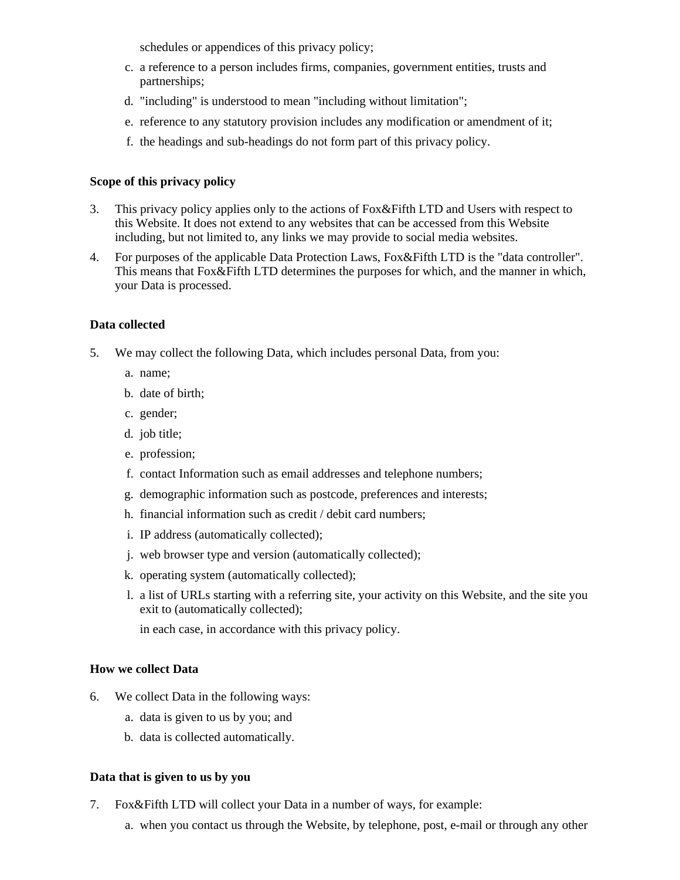schedules or appendices of this privacy policy;

c. a reference to a person includes firms, companies, government entities, trusts and partnerships;
d. "including" is understood to mean "including without limitation";
e. reference to any statutory provision includes any modification or amendment of it;
f. the headings and sub-headings do not form part of this privacy policy.

**Scope of this privacy policy**

3. This privacy policy applies only to the actions of Fox&Fifth LTD and Users with respect to this Website. It does not extend to any websites that can be accessed from this Website including, but not limited to, any links we may provide to social media websites.
4. For purposes of the applicable Data Protection Laws, Fox&Fifth LTD is the "data controller". This means that Fox&Fifth LTD determines the purposes for which, and the manner in which, your Data is processed.

**Data collected**

5. We may collect the following Data, which includes personal Data, from you:
   a. name;
   b. date of birth;
   c. gender;
   d. job title;
   e. profession;
   f. contact Information such as email addresses and telephone numbers;
   g. demographic information such as postcode, preferences and interests;
   h. financial information such as credit / debit card numbers;
   i. IP address (automatically collected);
   j. web browser type and version (automatically collected);
   k. operating system (automatically collected);
   l. a list of URLs starting with a referring site, your activity on this Website, and the site you exit to (automatically collected);

   in each case, in accordance with this privacy policy.

**How we collect Data**

6. We collect Data in the following ways:
   a. data is given to us by you; and
   b. data is collected automatically.

**Data that is given to us by you**

7. Fox&Fifth LTD will collect your Data in a number of ways, for example:
   a. when you contact us through the Website, by telephone, post, e-mail or through any other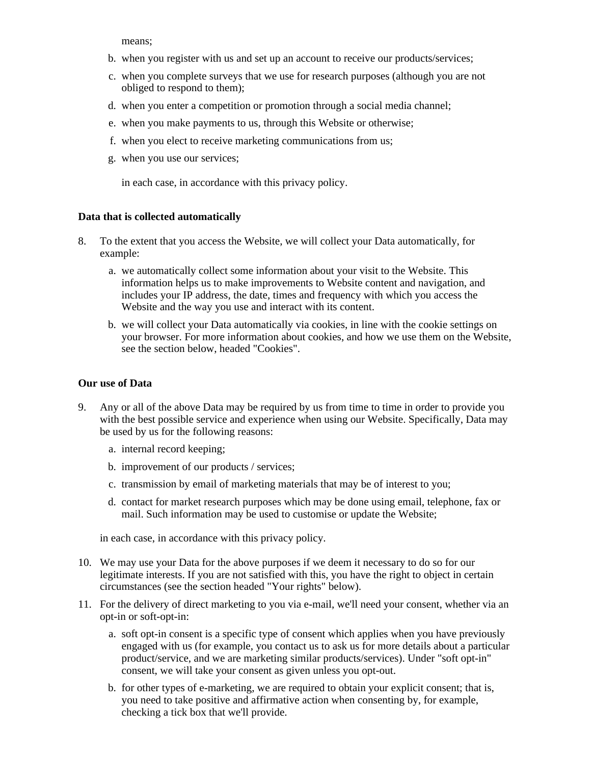means;

b. when you register with us and set up an account to receive our products/services;
c. when you complete surveys that we use for research purposes (although you are not obliged to respond to them);
d. when you enter a competition or promotion through a social media channel;
e. when you make payments to us, through this Website or otherwise;
f. when you elect to receive marketing communications from us;
g. when you use our services;

in each case, in accordance with this privacy policy.

**Data that is collected automatically**

8. To the extent that you access the Website, we will collect your Data automatically, for example:
   a. we automatically collect some information about your visit to the Website. This information helps us to make improvements to Website content and navigation, and includes your IP address, the date, times and frequency with which you access the Website and the way you use and interact with its content.
   b. we will collect your Data automatically via cookies, in line with the cookie settings on your browser. For more information about cookies, and how we use them on the Website, see the section below, headed "Cookies".

**Our use of Data**

9. Any or all of the above Data may be required by us from time to time in order to provide you with the best possible service and experience when using our Website. Specifically, Data may be used by us for the following reasons:
   a. internal record keeping;
   b. improvement of our products / services;
   c. transmission by email of marketing materials that may be of interest to you;
   d. contact for market research purposes which may be done using email, telephone, fax or mail. Such information may be used to customise or update the Website;

   in each case, in accordance with this privacy policy.

10. We may use your Data for the above purposes if we deem it necessary to do so for our legitimate interests. If you are not satisfied with this, you have the right to object in certain circumstances (see the section headed "Your rights" below).
11. For the delivery of direct marketing to you via e-mail, we'll need your consent, whether via an opt-in or soft-opt-in:
    a. soft opt-in consent is a specific type of consent which applies when you have previously engaged with us (for example, you contact us to ask us for more details about a particular product/service, and we are marketing similar products/services). Under "soft opt-in" consent, we will take your consent as given unless you opt-out.
    b. for other types of e-marketing, we are required to obtain your explicit consent; that is, you need to take positive and affirmative action when consenting by, for example, checking a tick box that we'll provide.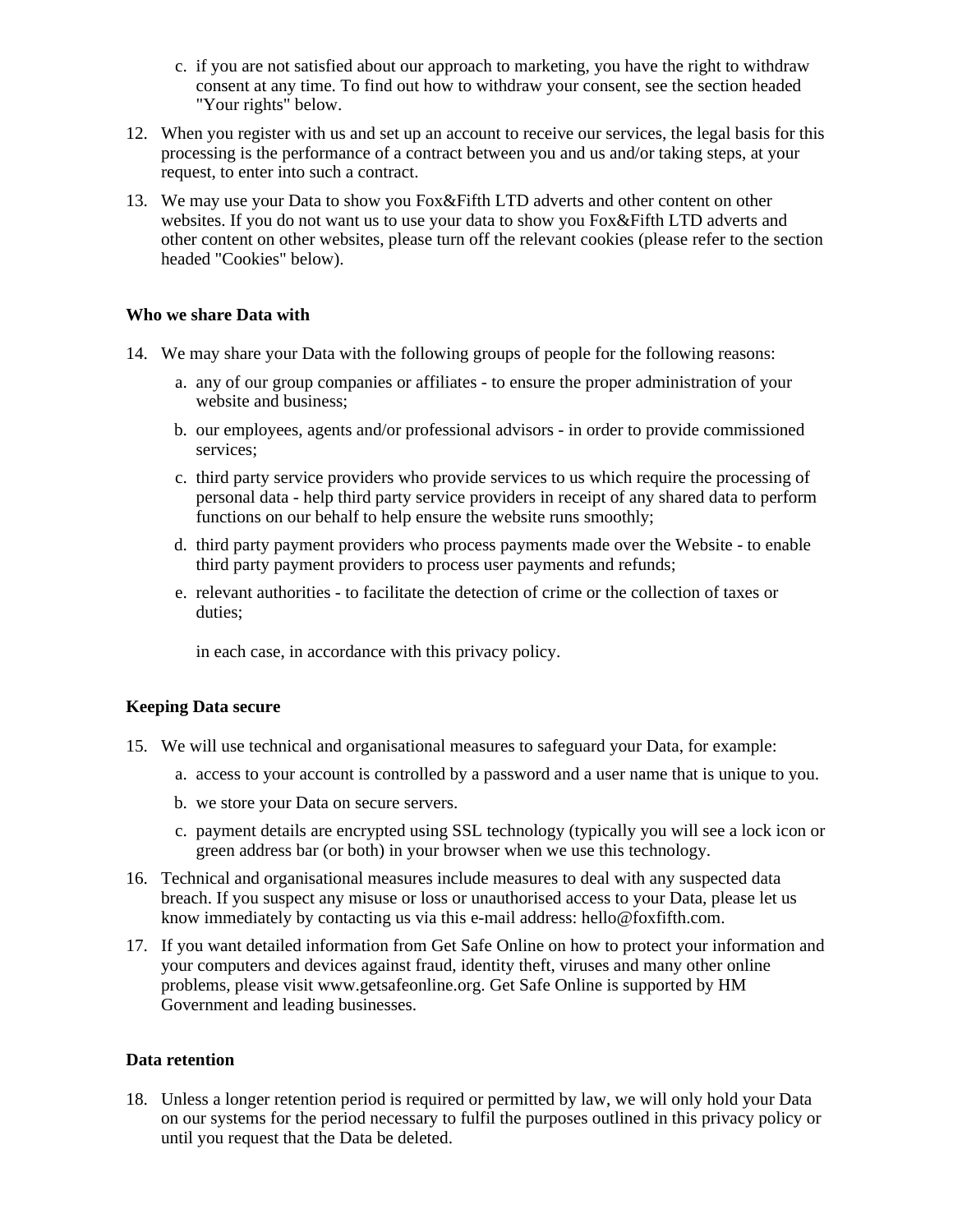c. if you are not satisfied about our approach to marketing, you have the right to withdraw consent at any time. To find out how to withdraw your consent, see the section headed "Your rights" below.

12. When you register with us and set up an account to receive our services, the legal basis for this processing is the performance of a contract between you and us and/or taking steps, at your request, to enter into such a contract.

13. We may use your Data to show you Fox&Fifth LTD adverts and other content on other websites. If you do not want us to use your data to show you Fox&Fifth LTD adverts and other content on other websites, please turn off the relevant cookies (please refer to the section headed "Cookies" below).

**Who we share Data with**

14. We may share your Data with the following groups of people for the following reasons:

    a. any of our group companies or affiliates - to ensure the proper administration of your website and business;

    b. our employees, agents and/or professional advisors - in order to provide commissioned services;

    c. third party service providers who provide services to us which require the processing of personal data - help third party service providers in receipt of any shared data to perform functions on our behalf to help ensure the website runs smoothly;

    d. third party payment providers who process payments made over the Website - to enable third party payment providers to process user payments and refunds;

    e. relevant authorities - to facilitate the detection of crime or the collection of taxes or duties;

    in each case, in accordance with this privacy policy.

**Keeping Data secure**

15. We will use technical and organisational measures to safeguard your Data, for example:

    a. access to your account is controlled by a password and a user name that is unique to you.

    b. we store your Data on secure servers.

    c. payment details are encrypted using SSL technology (typically you will see a lock icon or green address bar (or both) in your browser when we use this technology.

16. Technical and organisational measures include measures to deal with any suspected data breach. If you suspect any misuse or loss or unauthorised access to your Data, please let us know immediately by contacting us via this e-mail address: hello@foxfifth.com.

17. If you want detailed information from Get Safe Online on how to protect your information and your computers and devices against fraud, identity theft, viruses and many other online problems, please visit www.getsafeonline.org. Get Safe Online is supported by HM Government and leading businesses.

**Data retention**

18. Unless a longer retention period is required or permitted by law, we will only hold your Data on our systems for the period necessary to fulfil the purposes outlined in this privacy policy or until you request that the Data be deleted.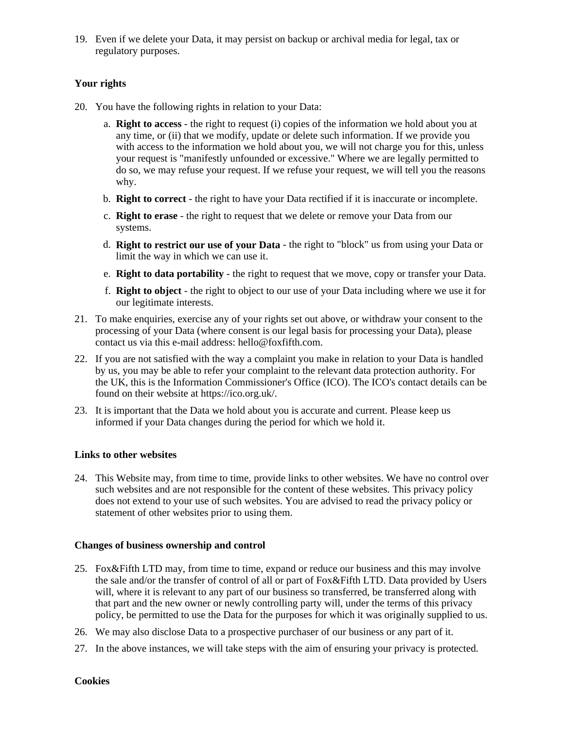19. Even if we delete your Data, it may persist on backup or archival media for legal, tax or regulatory purposes.

**Your rights**

20. You have the following rights in relation to your Data:
    a. **Right to access** - the right to request (i) copies of the information we hold about you at any time, or (ii) that we modify, update or delete such information. If we provide you with access to the information we hold about you, we will not charge you for this, unless your request is "manifestly unfounded or excessive." Where we are legally permitted to do so, we may refuse your request. If we refuse your request, we will tell you the reasons why.
    b. **Right to correct** - the right to have your Data rectified if it is inaccurate or incomplete.
    c. **Right to erase** - the right to request that we delete or remove your Data from our systems.
    d. **Right to restrict our use of your Data** - the right to "block" us from using your Data or limit the way in which we can use it.
    e. **Right to data portability** - the right to request that we move, copy or transfer your Data.
    f. **Right to object** - the right to object to our use of your Data including where we use it for our legitimate interests.
21. To make enquiries, exercise any of your rights set out above, or withdraw your consent to the processing of your Data (where consent is our legal basis for processing your Data), please contact us via this e-mail address: hello@foxfifth.com.
22. If you are not satisfied with the way a complaint you make in relation to your Data is handled by us, you may be able to refer your complaint to the relevant data protection authority. For the UK, this is the Information Commissioner's Office (ICO). The ICO's contact details can be found on their website at https://ico.org.uk/.
23. It is important that the Data we hold about you is accurate and current. Please keep us informed if your Data changes during the period for which we hold it.

**Links to other websites**

24. This Website may, from time to time, provide links to other websites. We have no control over such websites and are not responsible for the content of these websites. This privacy policy does not extend to your use of such websites. You are advised to read the privacy policy or statement of other websites prior to using them.

**Changes of business ownership and control**

25. Fox&Fifth LTD may, from time to time, expand or reduce our business and this may involve the sale and/or the transfer of control of all or part of Fox&Fifth LTD. Data provided by Users will, where it is relevant to any part of our business so transferred, be transferred along with that part and the new owner or newly controlling party will, under the terms of this privacy policy, be permitted to use the Data for the purposes for which it was originally supplied to us.
26. We may also disclose Data to a prospective purchaser of our business or any part of it.
27. In the above instances, we will take steps with the aim of ensuring your privacy is protected.

**Cookies**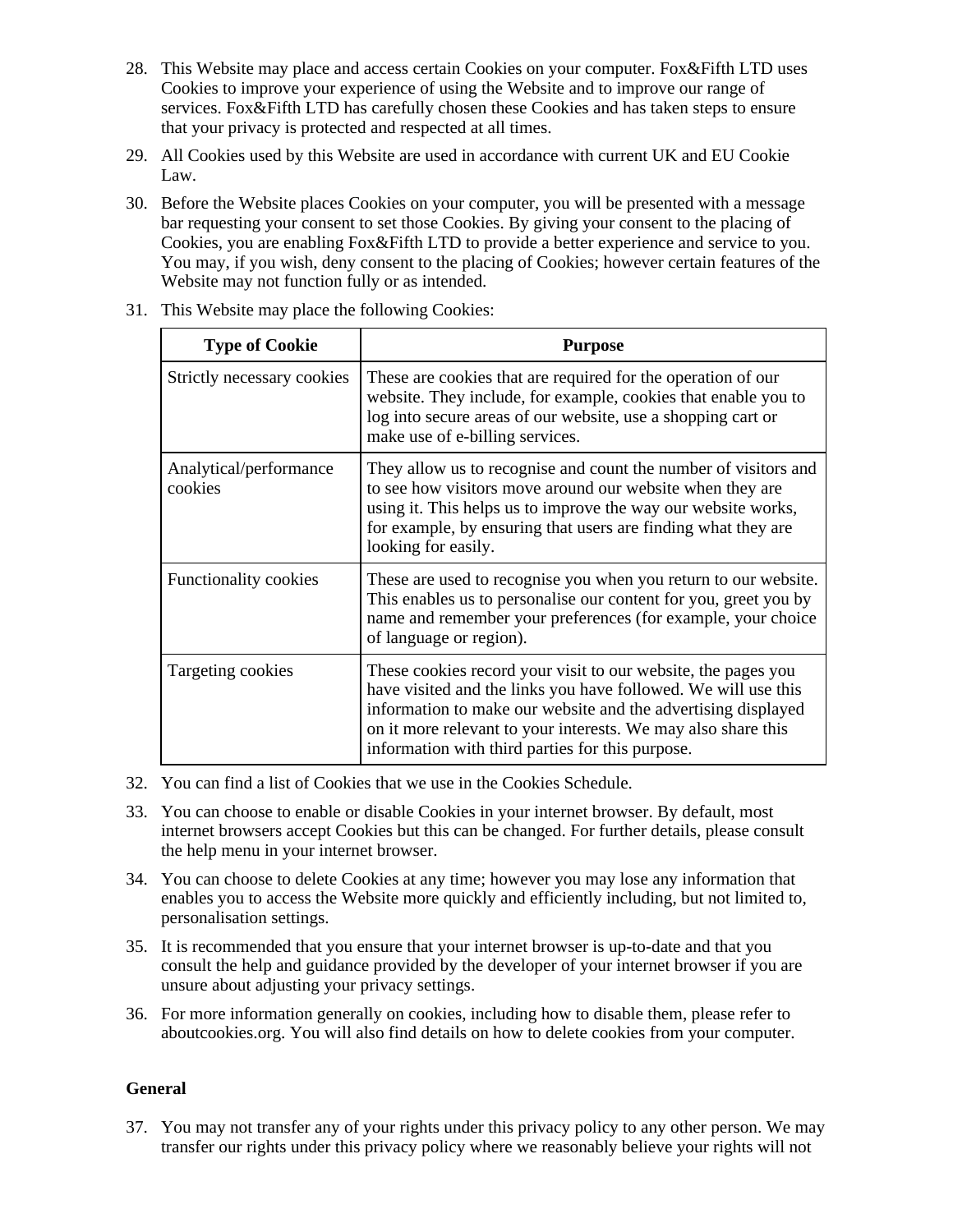28. This Website may place and access certain Cookies on your computer. Fox&Fifth LTD uses Cookies to improve your experience of using the Website and to improve our range of services. Fox&Fifth LTD has carefully chosen these Cookies and has taken steps to ensure that your privacy is protected and respected at all times.

29. All Cookies used by this Website are used in accordance with current UK and EU Cookie Law.

30. Before the Website places Cookies on your computer, you will be presented with a message bar requesting your consent to set those Cookies. By giving your consent to the placing of Cookies, you are enabling Fox&Fifth LTD to provide a better experience and service to you. You may, if you wish, deny consent to the placing of Cookies; however certain features of the Website may not function fully or as intended.

31. This Website may place the following Cookies:

| Type of Cookie | Purpose |
| --- | --- |
| Strictly necessary cookies | These are cookies that are required for the operation of our website. They include, for example, cookies that enable you to log into secure areas of our website, use a shopping cart or make use of e-billing services. |
| Analytical/performance cookies | They allow us to recognise and count the number of visitors and to see how visitors move around our website when they are using it. This helps us to improve the way our website works, for example, by ensuring that users are finding what they are looking for easily. |
| Functionality cookies | These are used to recognise you when you return to our website. This enables us to personalise our content for you, greet you by name and remember your preferences (for example, your choice of language or region). |
| Targeting cookies | These cookies record your visit to our website, the pages you have visited and the links you have followed. We will use this information to make our website and the advertising displayed on it more relevant to your interests. We may also share this information with third parties for this purpose. |

32. You can find a list of Cookies that we use in the Cookies Schedule.

33. You can choose to enable or disable Cookies in your internet browser. By default, most internet browsers accept Cookies but this can be changed. For further details, please consult the help menu in your internet browser.

34. You can choose to delete Cookies at any time; however you may lose any information that enables you to access the Website more quickly and efficiently including, but not limited to, personalisation settings.

35. It is recommended that you ensure that your internet browser is up-to-date and that you consult the help and guidance provided by the developer of your internet browser if you are unsure about adjusting your privacy settings.

36. For more information generally on cookies, including how to disable them, please refer to aboutcookies.org. You will also find details on how to delete cookies from your computer.

**General**

37. You may not transfer any of your rights under this privacy policy to any other person. We may transfer our rights under this privacy policy where we reasonably believe your rights will not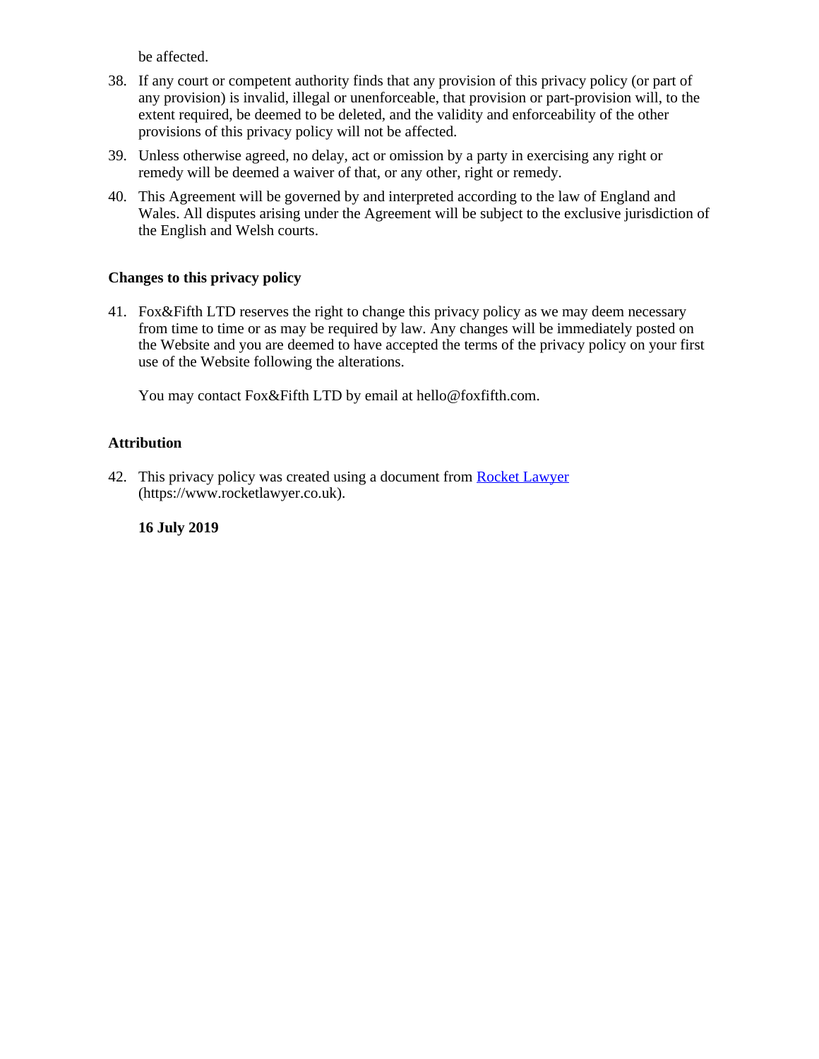be affected.

38. If any court or competent authority finds that any provision of this privacy policy (or part of any provision) is invalid, illegal or unenforceable, that provision or part-provision will, to the extent required, be deemed to be deleted, and the validity and enforceability of the other provisions of this privacy policy will not be affected.
39. Unless otherwise agreed, no delay, act or omission by a party in exercising any right or remedy will be deemed a waiver of that, or any other, right or remedy.
40. This Agreement will be governed by and interpreted according to the law of England and Wales. All disputes arising under the Agreement will be subject to the exclusive jurisdiction of the English and Welsh courts.

**Changes to this privacy policy**

41. Fox&Fifth LTD reserves the right to change this privacy policy as we may deem necessary from time to time or as may be required by law. Any changes will be immediately posted on the Website and you are deemed to have accepted the terms of the privacy policy on your first use of the Website following the alterations.

    You may contact Fox&Fifth LTD by email at hello@foxfifth.com.

**Attribution**

42. This privacy policy was created using a document from [Rocket Lawyer](https://www.rocketlawyer.co.uk) (https://www.rocketlawyer.co.uk).

    **16 July 2019**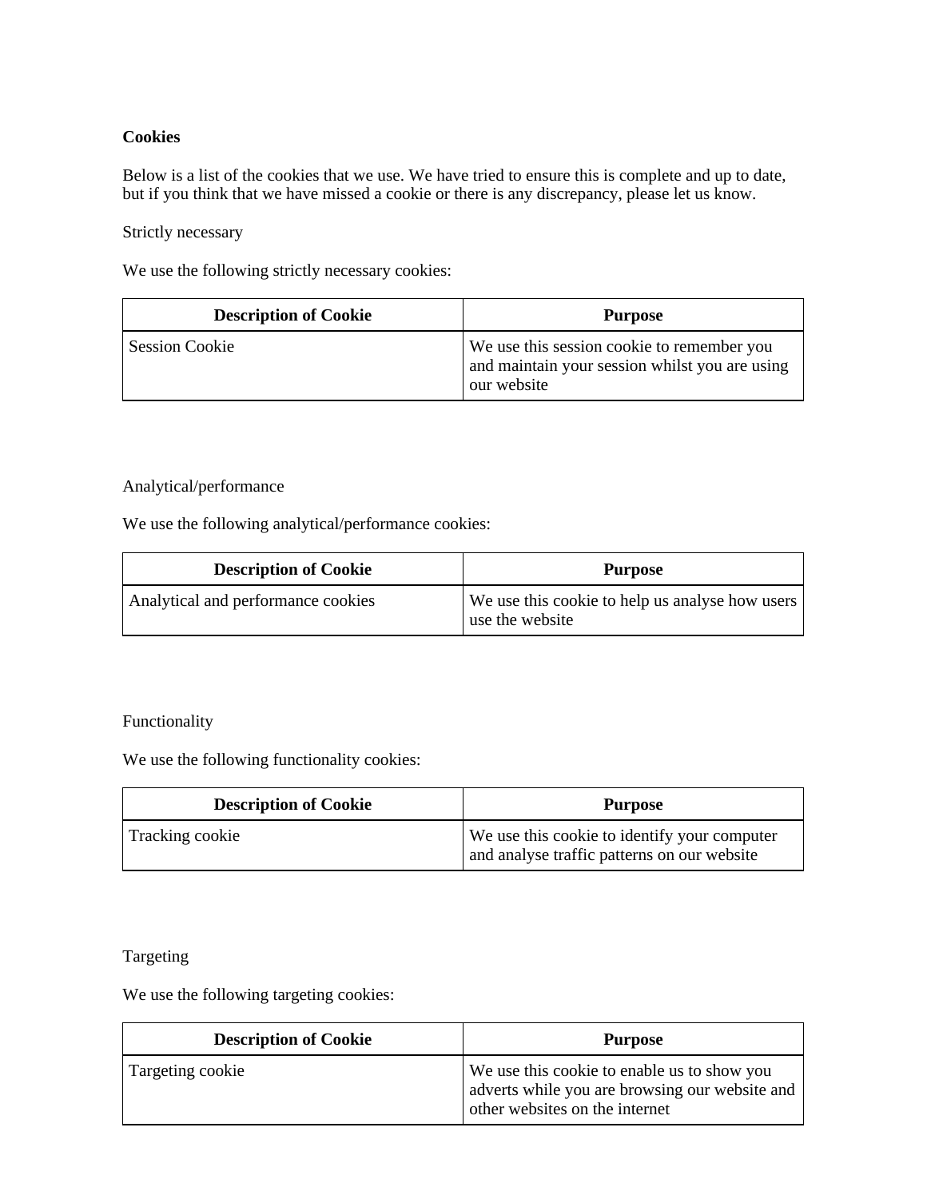**Cookies**

Below is a list of the cookies that we use. We have tried to ensure this is complete and up to date, but if you think that we have missed a cookie or there is any discrepancy, please let us know.

Strictly necessary

We use the following strictly necessary cookies:

| Description of Cookie | Purpose |
|---|---|
| Session Cookie | We use this session cookie to remember you and maintain your session whilst you are using our website |

Analytical/performance

We use the following analytical/performance cookies:

| Description of Cookie | Purpose |
|---|---|
| Analytical and performance cookies | We use this cookie to help us analyse how users use the website |

Functionality

We use the following functionality cookies:

| Description of Cookie | Purpose |
|---|---|
| Tracking cookie | We use this cookie to identify your computer and analyse traffic patterns on our website |

Targeting

We use the following targeting cookies:

| Description of Cookie | Purpose |
|---|---|
| Targeting cookie | We use this cookie to enable us to show you adverts while you are browsing our website and other websites on the internet |